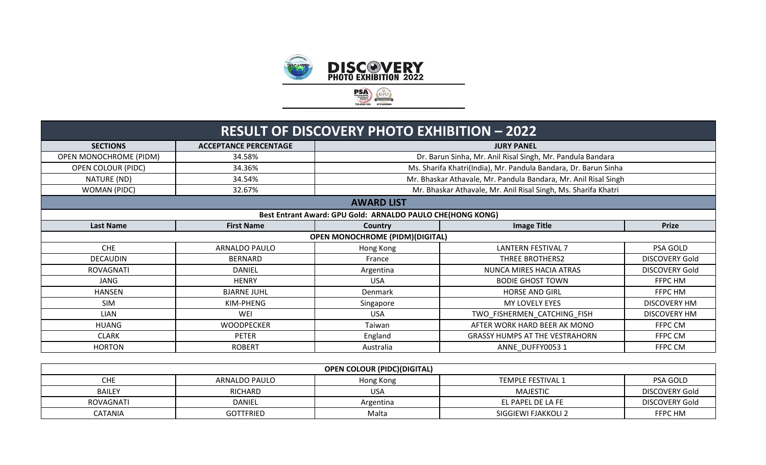# DISCOVERY PHOTO EXHIBITION 2022

## RESULT OF DISCOVERY PHOTO EXHIBITION – 2022

| SECTIONS | ACCEPTANCE PERCENTAGE | JURY PANEL |
|---|---|---|
| OPEN MONOCHROME (PIDM) | 34.58% | Dr. Barun Sinha, Mr. Anil Risal Singh, Mr. Pandula Bandara |
| OPEN COLOUR (PIDC) | 34.36% | Ms. Sharifa Khatri(India), Mr. Pandula Bandara, Dr. Barun Sinha |
| NATURE (ND) | 34.54% | Mr. Bhaskar Athavale, Mr. Pandula Bandara, Mr. Anil Risal Singh |
| WOMAN (PIDC) | 32.67% | Mr. Bhaskar Athavale, Mr. Anil Risal Singh, Ms. Sharifa Khatri |

## AWARD LIST

**Best Entrant Award: GPU Gold: ARNALDO PAULO CHE(HONG KONG)**

### OPEN MONOCHROME (PIDM)(DIGITAL)

| Last Name | First Name | Country | Image Title | Prize |
|---|---|---|---|---|
| CHE | ARNALDO PAULO | Hong Kong | LANTERN FESTIVAL 7 | PSA GOLD |
| DECAUDIN | BERNARD | France | THREE BROTHERS2 | DISCOVERY Gold |
| ROVAGNATI | DANIEL | Argentina | NUNCA MIRES HACIA ATRAS | DISCOVERY Gold |
| JANG | HENRY | USA | BODIE GHOST TOWN | FFPC HM |
| HANSEN | BJARNE JUHL | Denmark | HORSE AND GIRL | FFPC HM |
| SIM | KIM-PHENG | Singapore | MY LOVELY EYES | DISCOVERY HM |
| LIAN | WEI | USA | TWO_FISHERMEN_CATCHING_FISH | DISCOVERY HM |
| HUANG | WOODPECKER | Taiwan | AFTER WORK HARD BEER AK MONO | FFPC CM |
| CLARK | PETER | England | GRASSY HUMPS AT THE VESTRAHORN | FFPC CM |
| HORTON | ROBERT | Australia | ANNE_DUFFY0053 1 | FFPC CM |

### OPEN COLOUR (PIDC)(DIGITAL)

| Last Name | First Name | Country | Image Title | Prize |
|---|---|---|---|---|
| CHE | ARNALDO PAULO | Hong Kong | TEMPLE FESTIVAL 1 | PSA GOLD |
| BAILEY | RICHARD | USA | MAJESTIC | DISCOVERY Gold |
| ROVAGNATI | DANIEL | Argentina | EL PAPEL DE LA FE | DISCOVERY Gold |
| CATANIA | GOTTFRIED | Malta | SIGGIEWI FJAKKOLI 2 | FFPC HM |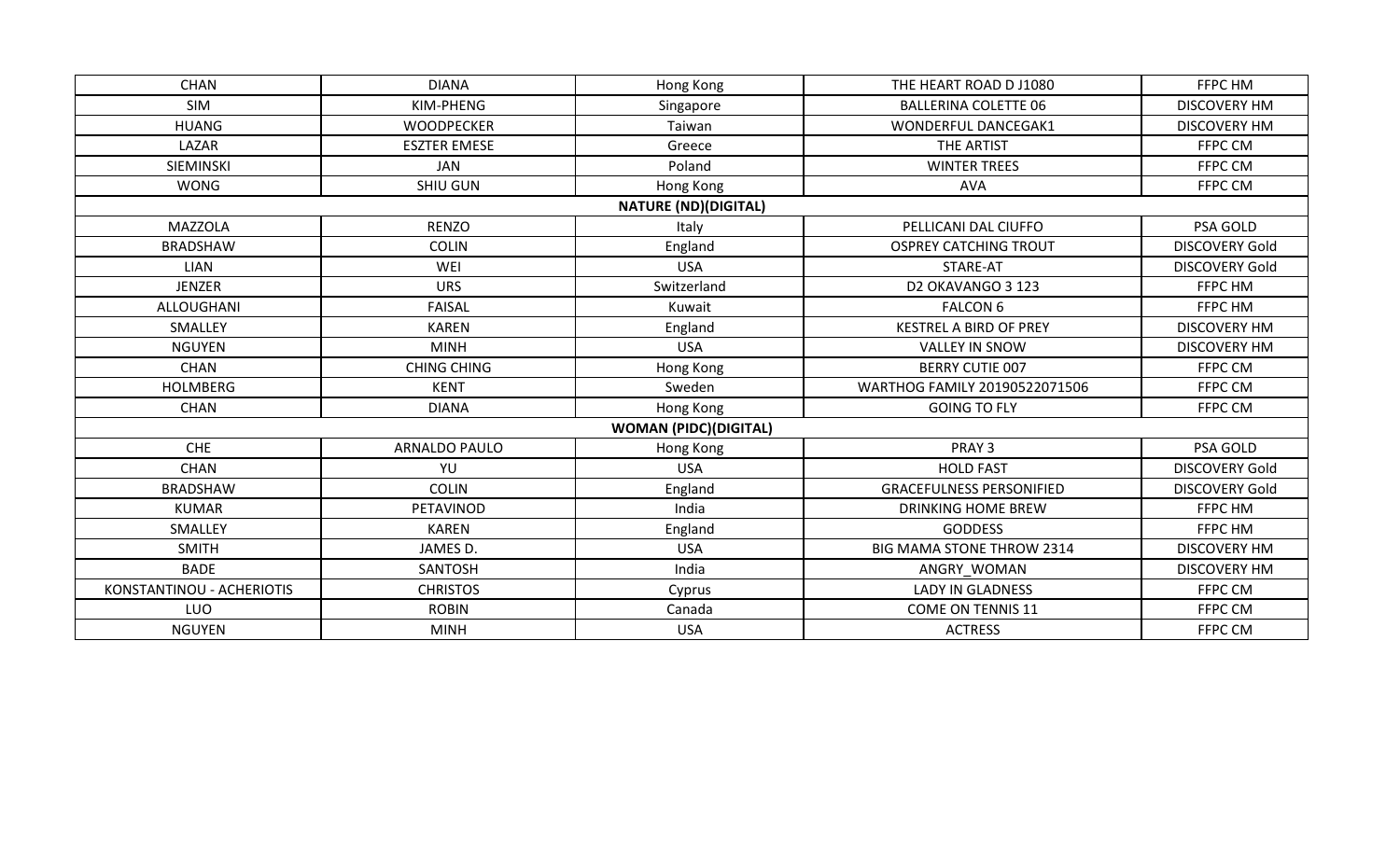| CHAN | DIANA | Hong Kong | THE HEART ROAD D J1080 | FFPC HM |
|---|---|---|---|---|
| SIM | KIM-PHENG | Singapore | BALLERINA COLETTE 06 | DISCOVERY HM |
| HUANG | WOODPECKER | Taiwan | WONDERFUL DANCEGAK1 | DISCOVERY HM |
| LAZAR | ESZTER EMESE | Greece | THE ARTIST | FFPC CM |
| SIEMINSKI | JAN | Poland | WINTER TREES | FFPC CM |
| WONG | SHIU GUN | Hong Kong | AVA | FFPC CM |
| | | **NATURE (ND)(DIGITAL)** | | |
| MAZZOLA | RENZO | Italy | PELLICANI DAL CIUFFO | PSA GOLD |
| BRADSHAW | COLIN | England | OSPREY CATCHING TROUT | DISCOVERY Gold |
| LIAN | WEI | USA | STARE-AT | DISCOVERY Gold |
| JENZER | URS | Switzerland | D2 OKAVANGO 3 123 | FFPC HM |
| ALLOUGHANI | FAISAL | Kuwait | FALCON 6 | FFPC HM |
| SMALLEY | KAREN | England | KESTREL A BIRD OF PREY | DISCOVERY HM |
| NGUYEN | MINH | USA | VALLEY IN SNOW | DISCOVERY HM |
| CHAN | CHING CHING | Hong Kong | BERRY CUTIE 007 | FFPC CM |
| HOLMBERG | KENT | Sweden | WARTHOG FAMILY 20190522071506 | FFPC CM |
| CHAN | DIANA | Hong Kong | GOING TO FLY | FFPC CM |
| | | **WOMAN (PIDC)(DIGITAL)** | | |
| CHE | ARNALDO PAULO | Hong Kong | PRAY 3 | PSA GOLD |
| CHAN | YU | USA | HOLD FAST | DISCOVERY Gold |
| BRADSHAW | COLIN | England | GRACEFULNESS PERSONIFIED | DISCOVERY Gold |
| KUMAR | PETAVINOD | India | DRINKING HOME BREW | FFPC HM |
| SMALLEY | KAREN | England | GODDESS | FFPC HM |
| SMITH | JAMES D. | USA | BIG MAMA STONE THROW 2314 | DISCOVERY HM |
| BADE | SANTOSH | India | ANGRY_WOMAN | DISCOVERY HM |
| KONSTANTINOU - ACHERIOTIS | CHRISTOS | Cyprus | LADY IN GLADNESS | FFPC CM |
| LUO | ROBIN | Canada | COME ON TENNIS 11 | FFPC CM |
| NGUYEN | MINH | USA | ACTRESS | FFPC CM |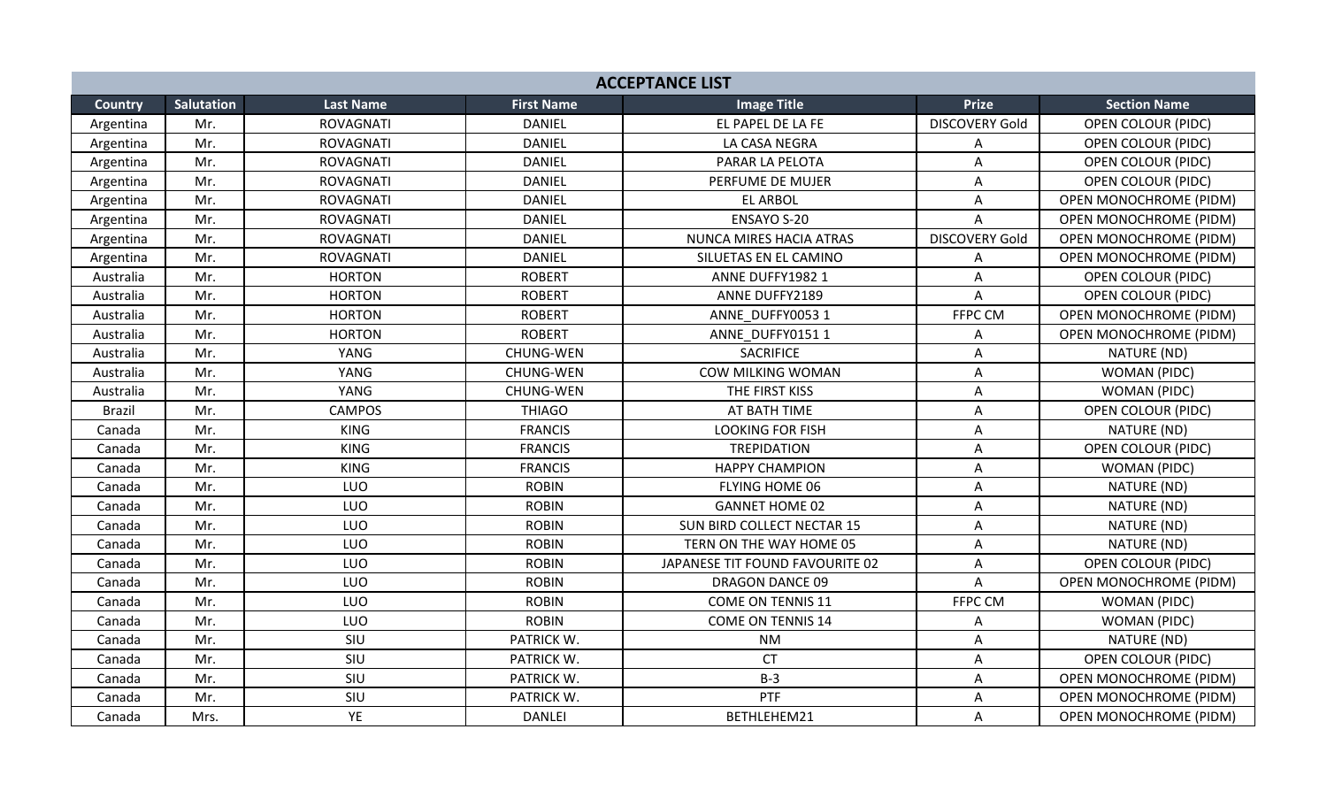| ACCEPTANCE LIST | | | | | | |
|---|---|---|---|---|---|---|
| **Country** | **Salutation** | **Last Name** | **First Name** | **Image Title** | **Prize** | **Section Name** |
| Argentina | Mr. | ROVAGNATI | DANIEL | EL PAPEL DE LA FE | DISCOVERY Gold | OPEN COLOUR (PIDC) |
| Argentina | Mr. | ROVAGNATI | DANIEL | LA CASA NEGRA | A | OPEN COLOUR (PIDC) |
| Argentina | Mr. | ROVAGNATI | DANIEL | PARAR LA PELOTA | A | OPEN COLOUR (PIDC) |
| Argentina | Mr. | ROVAGNATI | DANIEL | PERFUME DE MUJER | A | OPEN COLOUR (PIDC) |
| Argentina | Mr. | ROVAGNATI | DANIEL | EL ARBOL | A | OPEN MONOCHROME (PIDM) |
| Argentina | Mr. | ROVAGNATI | DANIEL | ENSAYO S-20 | A | OPEN MONOCHROME (PIDM) |
| Argentina | Mr. | ROVAGNATI | DANIEL | NUNCA MIRES HACIA ATRAS | DISCOVERY Gold | OPEN MONOCHROME (PIDM) |
| Argentina | Mr. | ROVAGNATI | DANIEL | SILUETAS EN EL CAMINO | A | OPEN MONOCHROME (PIDM) |
| Australia | Mr. | HORTON | ROBERT | ANNE DUFFY1982 1 | A | OPEN COLOUR (PIDC) |
| Australia | Mr. | HORTON | ROBERT | ANNE DUFFY2189 | A | OPEN COLOUR (PIDC) |
| Australia | Mr. | HORTON | ROBERT | ANNE_DUFFY0053 1 | FFPC CM | OPEN MONOCHROME (PIDM) |
| Australia | Mr. | HORTON | ROBERT | ANNE_DUFFY0151 1 | A | OPEN MONOCHROME (PIDM) |
| Australia | Mr. | YANG | CHUNG-WEN | SACRIFICE | A | NATURE (ND) |
| Australia | Mr. | YANG | CHUNG-WEN | COW MILKING WOMAN | A | WOMAN (PIDC) |
| Australia | Mr. | YANG | CHUNG-WEN | THE FIRST KISS | A | WOMAN (PIDC) |
| Brazil | Mr. | CAMPOS | THIAGO | AT BATH TIME | A | OPEN COLOUR (PIDC) |
| Canada | Mr. | KING | FRANCIS | LOOKING FOR FISH | A | NATURE (ND) |
| Canada | Mr. | KING | FRANCIS | TREPIDATION | A | OPEN COLOUR (PIDC) |
| Canada | Mr. | KING | FRANCIS | HAPPY CHAMPION | A | WOMAN (PIDC) |
| Canada | Mr. | LUO | ROBIN | FLYING HOME 06 | A | NATURE (ND) |
| Canada | Mr. | LUO | ROBIN | GANNET HOME 02 | A | NATURE (ND) |
| Canada | Mr. | LUO | ROBIN | SUN BIRD COLLECT NECTAR 15 | A | NATURE (ND) |
| Canada | Mr. | LUO | ROBIN | TERN ON THE WAY HOME 05 | A | NATURE (ND) |
| Canada | Mr. | LUO | ROBIN | JAPANESE TIT FOUND FAVOURITE 02 | A | OPEN COLOUR (PIDC) |
| Canada | Mr. | LUO | ROBIN | DRAGON DANCE 09 | A | OPEN MONOCHROME (PIDM) |
| Canada | Mr. | LUO | ROBIN | COME ON TENNIS 11 | FFPC CM | WOMAN (PIDC) |
| Canada | Mr. | LUO | ROBIN | COME ON TENNIS 14 | A | WOMAN (PIDC) |
| Canada | Mr. | SIU | PATRICK W. | NM | A | NATURE (ND) |
| Canada | Mr. | SIU | PATRICK W. | CT | A | OPEN COLOUR (PIDC) |
| Canada | Mr. | SIU | PATRICK W. | B-3 | A | OPEN MONOCHROME (PIDM) |
| Canada | Mr. | SIU | PATRICK W. | PTF | A | OPEN MONOCHROME (PIDM) |
| Canada | Mrs. | YE | DANLEI | BETHLEHEM21 | A | OPEN MONOCHROME (PIDM) |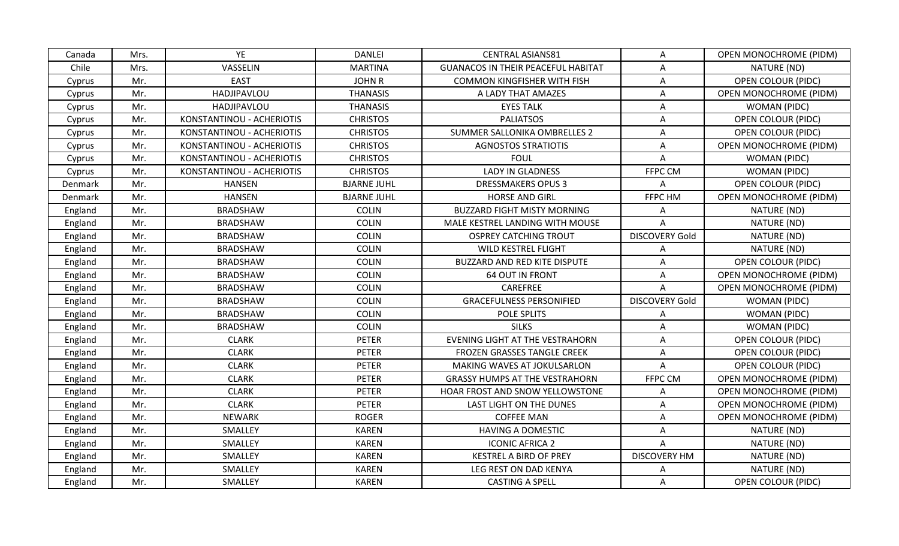| Canada | Mrs. | YE | DANLEI | CENTRAL ASIANS81 | A | OPEN MONOCHROME (PIDM) |
|---|---|---|---|---|---|---|
| Chile | Mrs. | VASSELIN | MARTINA | GUANACOS IN THEIR PEACEFUL HABITAT | A | NATURE (ND) |
| Cyprus | Mr. | EAST | JOHN R | COMMON KINGFISHER WITH FISH | A | OPEN COLOUR (PIDC) |
| Cyprus | Mr. | HADJIPAVLOU | THANASIS | A LADY THAT AMAZES | A | OPEN MONOCHROME (PIDM) |
| Cyprus | Mr. | HADJIPAVLOU | THANASIS | EYES TALK | A | WOMAN (PIDC) |
| Cyprus | Mr. | KONSTANTINOU - ACHERIOTIS | CHRISTOS | PALIATSOS | A | OPEN COLOUR (PIDC) |
| Cyprus | Mr. | KONSTANTINOU - ACHERIOTIS | CHRISTOS | SUMMER SALLONIKA OMBRELLES 2 | A | OPEN COLOUR (PIDC) |
| Cyprus | Mr. | KONSTANTINOU - ACHERIOTIS | CHRISTOS | AGNOSTOS STRATIOTIS | A | OPEN MONOCHROME (PIDM) |
| Cyprus | Mr. | KONSTANTINOU - ACHERIOTIS | CHRISTOS | FOUL | A | WOMAN (PIDC) |
| Cyprus | Mr. | KONSTANTINOU - ACHERIOTIS | CHRISTOS | LADY IN GLADNESS | FFPC CM | WOMAN (PIDC) |
| Denmark | Mr. | HANSEN | BJARNE JUHL | DRESSMAKERS OPUS 3 | A | OPEN COLOUR (PIDC) |
| Denmark | Mr. | HANSEN | BJARNE JUHL | HORSE AND GIRL | FFPC HM | OPEN MONOCHROME (PIDM) |
| England | Mr. | BRADSHAW | COLIN | BUZZARD FIGHT MISTY MORNING | A | NATURE (ND) |
| England | Mr. | BRADSHAW | COLIN | MALE KESTREL LANDING WITH MOUSE | A | NATURE (ND) |
| England | Mr. | BRADSHAW | COLIN | OSPREY CATCHING TROUT | DISCOVERY Gold | NATURE (ND) |
| England | Mr. | BRADSHAW | COLIN | WILD KESTREL FLIGHT | A | NATURE (ND) |
| England | Mr. | BRADSHAW | COLIN | BUZZARD AND RED KITE DISPUTE | A | OPEN COLOUR (PIDC) |
| England | Mr. | BRADSHAW | COLIN | 64 OUT IN FRONT | A | OPEN MONOCHROME (PIDM) |
| England | Mr. | BRADSHAW | COLIN | CAREFREE | A | OPEN MONOCHROME (PIDM) |
| England | Mr. | BRADSHAW | COLIN | GRACEFULNESS PERSONIFIED | DISCOVERY Gold | WOMAN (PIDC) |
| England | Mr. | BRADSHAW | COLIN | POLE SPLITS | A | WOMAN (PIDC) |
| England | Mr. | BRADSHAW | COLIN | SILKS | A | WOMAN (PIDC) |
| England | Mr. | CLARK | PETER | EVENING LIGHT AT THE VESTRAHORN | A | OPEN COLOUR (PIDC) |
| England | Mr. | CLARK | PETER | FROZEN GRASSES TANGLE CREEK | A | OPEN COLOUR (PIDC) |
| England | Mr. | CLARK | PETER | MAKING WAVES AT JOKULSARLON | A | OPEN COLOUR (PIDC) |
| England | Mr. | CLARK | PETER | GRASSY HUMPS AT THE VESTRAHORN | FFPC CM | OPEN MONOCHROME (PIDM) |
| England | Mr. | CLARK | PETER | HOAR FROST AND SNOW YELLOWSTONE | A | OPEN MONOCHROME (PIDM) |
| England | Mr. | CLARK | PETER | LAST LIGHT ON THE DUNES | A | OPEN MONOCHROME (PIDM) |
| England | Mr. | NEWARK | ROGER | COFFEE MAN | A | OPEN MONOCHROME (PIDM) |
| England | Mr. | SMALLEY | KAREN | HAVING A DOMESTIC | A | NATURE (ND) |
| England | Mr. | SMALLEY | KAREN | ICONIC AFRICA 2 | A | NATURE (ND) |
| England | Mr. | SMALLEY | KAREN | KESTREL A BIRD OF PREY | DISCOVERY HM | NATURE (ND) |
| England | Mr. | SMALLEY | KAREN | LEG REST ON DAD KENYA | A | NATURE (ND) |
| England | Mr. | SMALLEY | KAREN | CASTING A SPELL | A | OPEN COLOUR (PIDC) |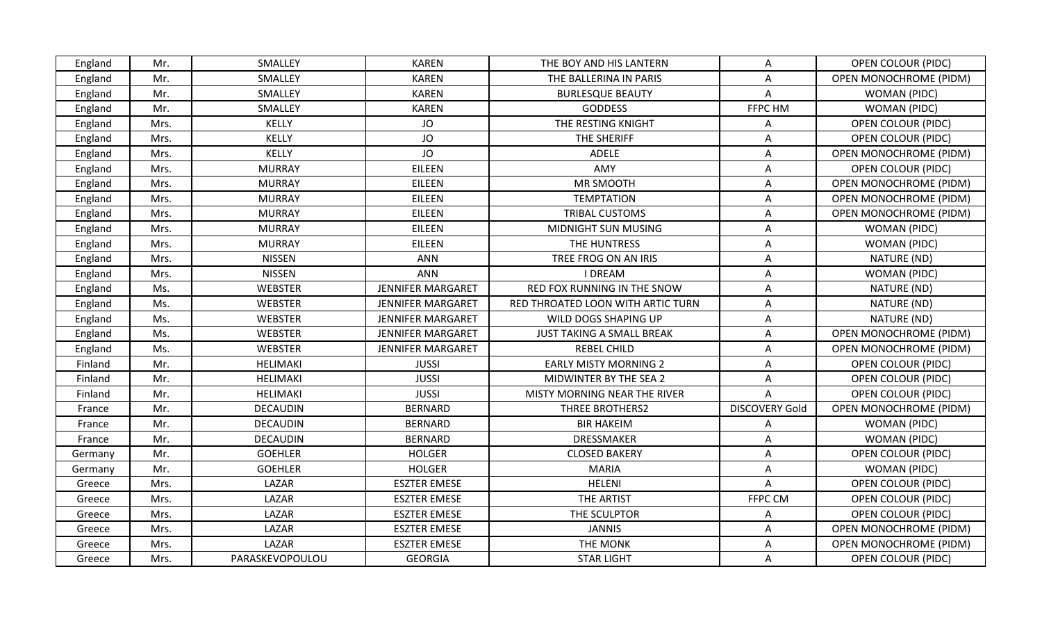| England | Mr. | SMALLEY | KAREN | THE BOY AND HIS LANTERN | A | OPEN COLOUR (PIDC) |
|---|---|---|---|---|---|---|
| England | Mr. | SMALLEY | KAREN | THE BALLERINA IN PARIS | A | OPEN MONOCHROME (PIDM) |
| England | Mr. | SMALLEY | KAREN | BURLESQUE BEAUTY | A | WOMAN (PIDC) |
| England | Mr. | SMALLEY | KAREN | GODDESS | FFPC HM | WOMAN (PIDC) |
| England | Mrs. | KELLY | JO | THE RESTING KNIGHT | A | OPEN COLOUR (PIDC) |
| England | Mrs. | KELLY | JO | THE SHERIFF | A | OPEN COLOUR (PIDC) |
| England | Mrs. | KELLY | JO | ADELE | A | OPEN MONOCHROME (PIDM) |
| England | Mrs. | MURRAY | EILEEN | AMY | A | OPEN COLOUR (PIDC) |
| England | Mrs. | MURRAY | EILEEN | MR SMOOTH | A | OPEN MONOCHROME (PIDM) |
| England | Mrs. | MURRAY | EILEEN | TEMPTATION | A | OPEN MONOCHROME (PIDM) |
| England | Mrs. | MURRAY | EILEEN | TRIBAL CUSTOMS | A | OPEN MONOCHROME (PIDM) |
| England | Mrs. | MURRAY | EILEEN | MIDNIGHT SUN MUSING | A | WOMAN (PIDC) |
| England | Mrs. | MURRAY | EILEEN | THE HUNTRESS | A | WOMAN (PIDC) |
| England | Mrs. | NISSEN | ANN | TREE FROG ON AN IRIS | A | NATURE (ND) |
| England | Mrs. | NISSEN | ANN | I DREAM | A | WOMAN (PIDC) |
| England | Ms. | WEBSTER | JENNIFER MARGARET | RED FOX RUNNING IN THE SNOW | A | NATURE (ND) |
| England | Ms. | WEBSTER | JENNIFER MARGARET | RED THROATED LOON WITH ARTIC TURN | A | NATURE (ND) |
| England | Ms. | WEBSTER | JENNIFER MARGARET | WILD DOGS SHAPING UP | A | NATURE (ND) |
| England | Ms. | WEBSTER | JENNIFER MARGARET | JUST TAKING A SMALL BREAK | A | OPEN MONOCHROME (PIDM) |
| England | Ms. | WEBSTER | JENNIFER MARGARET | REBEL CHILD | A | OPEN MONOCHROME (PIDM) |
| Finland | Mr. | HELIMAKI | JUSSI | EARLY MISTY MORNING 2 | A | OPEN COLOUR (PIDC) |
| Finland | Mr. | HELIMAKI | JUSSI | MIDWINTER BY THE SEA 2 | A | OPEN COLOUR (PIDC) |
| Finland | Mr. | HELIMAKI | JUSSI | MISTY MORNING NEAR THE RIVER | A | OPEN COLOUR (PIDC) |
| France | Mr. | DECAUDIN | BERNARD | THREE BROTHERS2 | DISCOVERY Gold | OPEN MONOCHROME (PIDM) |
| France | Mr. | DECAUDIN | BERNARD | BIR HAKEIM | A | WOMAN (PIDC) |
| France | Mr. | DECAUDIN | BERNARD | DRESSMAKER | A | WOMAN (PIDC) |
| Germany | Mr. | GOEHLER | HOLGER | CLOSED BAKERY | A | OPEN COLOUR (PIDC) |
| Germany | Mr. | GOEHLER | HOLGER | MARIA | A | WOMAN (PIDC) |
| Greece | Mrs. | LAZAR | ESZTER EMESE | HELENI | A | OPEN COLOUR (PIDC) |
| Greece | Mrs. | LAZAR | ESZTER EMESE | THE ARTIST | FFPC CM | OPEN COLOUR (PIDC) |
| Greece | Mrs. | LAZAR | ESZTER EMESE | THE SCULPTOR | A | OPEN COLOUR (PIDC) |
| Greece | Mrs. | LAZAR | ESZTER EMESE | JANNIS | A | OPEN MONOCHROME (PIDM) |
| Greece | Mrs. | LAZAR | ESZTER EMESE | THE MONK | A | OPEN MONOCHROME (PIDM) |
| Greece | Mrs. | PARASKEVOPOULOU | GEORGIA | STAR LIGHT | A | OPEN COLOUR (PIDC) |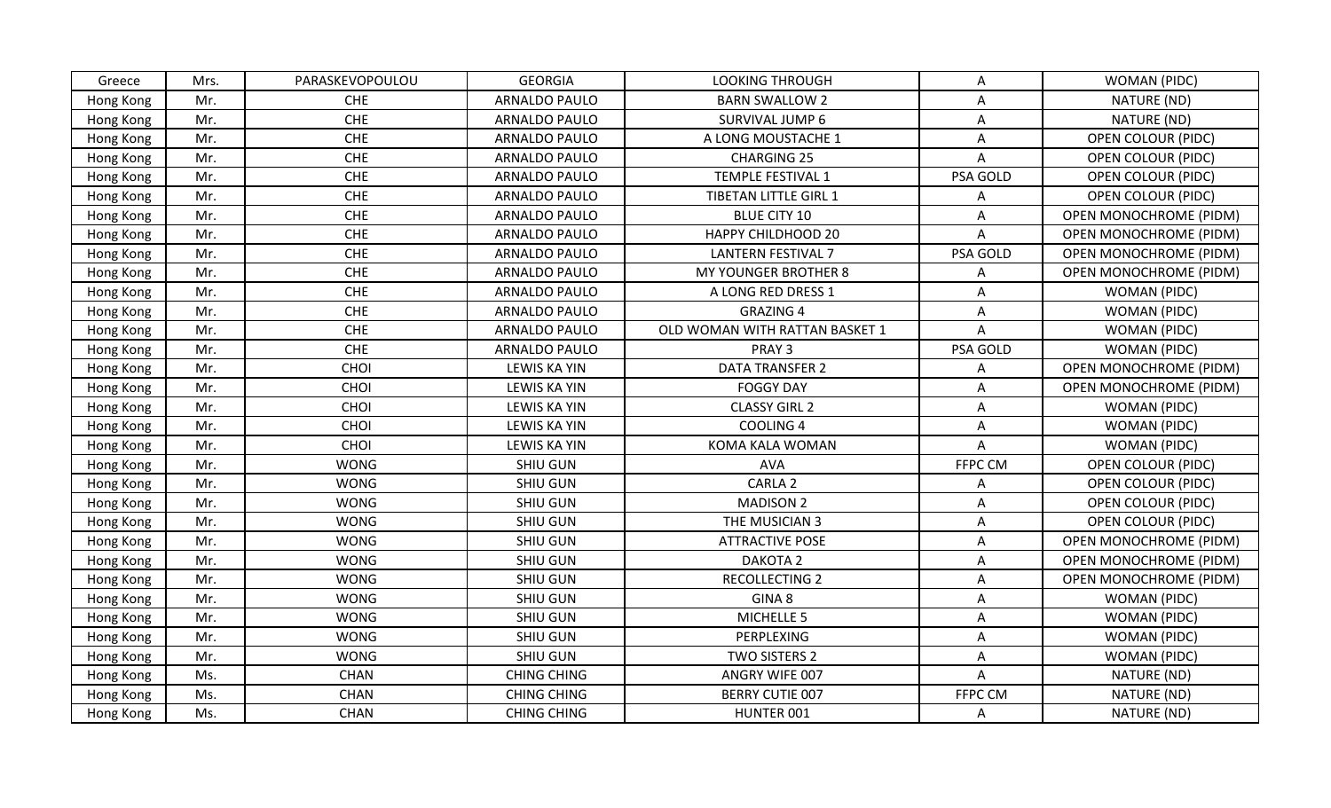| Greece | Mrs. | PARASKEVOPOULOU | GEORGIA | LOOKING THROUGH | A | WOMAN (PIDC) |
|---|---|---|---|---|---|---|
| Hong Kong | Mr. | CHE | ARNALDO PAULO | BARN SWALLOW 2 | A | NATURE (ND) |
| Hong Kong | Mr. | CHE | ARNALDO PAULO | SURVIVAL JUMP 6 | A | NATURE (ND) |
| Hong Kong | Mr. | CHE | ARNALDO PAULO | A LONG MOUSTACHE 1 | A | OPEN COLOUR (PIDC) |
| Hong Kong | Mr. | CHE | ARNALDO PAULO | CHARGING 25 | A | OPEN COLOUR (PIDC) |
| Hong Kong | Mr. | CHE | ARNALDO PAULO | TEMPLE FESTIVAL 1 | PSA GOLD | OPEN COLOUR (PIDC) |
| Hong Kong | Mr. | CHE | ARNALDO PAULO | TIBETAN LITTLE GIRL 1 | A | OPEN COLOUR (PIDC) |
| Hong Kong | Mr. | CHE | ARNALDO PAULO | BLUE CITY 10 | A | OPEN MONOCHROME (PIDM) |
| Hong Kong | Mr. | CHE | ARNALDO PAULO | HAPPY CHILDHOOD 20 | A | OPEN MONOCHROME (PIDM) |
| Hong Kong | Mr. | CHE | ARNALDO PAULO | LANTERN FESTIVAL 7 | PSA GOLD | OPEN MONOCHROME (PIDM) |
| Hong Kong | Mr. | CHE | ARNALDO PAULO | MY YOUNGER BROTHER 8 | A | OPEN MONOCHROME (PIDM) |
| Hong Kong | Mr. | CHE | ARNALDO PAULO | A LONG RED DRESS 1 | A | WOMAN (PIDC) |
| Hong Kong | Mr. | CHE | ARNALDO PAULO | GRAZING 4 | A | WOMAN (PIDC) |
| Hong Kong | Mr. | CHE | ARNALDO PAULO | OLD WOMAN WITH RATTAN BASKET 1 | A | WOMAN (PIDC) |
| Hong Kong | Mr. | CHE | ARNALDO PAULO | PRAY 3 | PSA GOLD | WOMAN (PIDC) |
| Hong Kong | Mr. | CHOI | LEWIS KA YIN | DATA TRANSFER 2 | A | OPEN MONOCHROME (PIDM) |
| Hong Kong | Mr. | CHOI | LEWIS KA YIN | FOGGY DAY | A | OPEN MONOCHROME (PIDM) |
| Hong Kong | Mr. | CHOI | LEWIS KA YIN | CLASSY GIRL 2 | A | WOMAN (PIDC) |
| Hong Kong | Mr. | CHOI | LEWIS KA YIN | COOLING 4 | A | WOMAN (PIDC) |
| Hong Kong | Mr. | CHOI | LEWIS KA YIN | KOMA KALA WOMAN | A | WOMAN (PIDC) |
| Hong Kong | Mr. | WONG | SHIU GUN | AVA | FFPC CM | OPEN COLOUR (PIDC) |
| Hong Kong | Mr. | WONG | SHIU GUN | CARLA 2 | A | OPEN COLOUR (PIDC) |
| Hong Kong | Mr. | WONG | SHIU GUN | MADISON 2 | A | OPEN COLOUR (PIDC) |
| Hong Kong | Mr. | WONG | SHIU GUN | THE MUSICIAN 3 | A | OPEN COLOUR (PIDC) |
| Hong Kong | Mr. | WONG | SHIU GUN | ATTRACTIVE POSE | A | OPEN MONOCHROME (PIDM) |
| Hong Kong | Mr. | WONG | SHIU GUN | DAKOTA 2 | A | OPEN MONOCHROME (PIDM) |
| Hong Kong | Mr. | WONG | SHIU GUN | RECOLLECTING 2 | A | OPEN MONOCHROME (PIDM) |
| Hong Kong | Mr. | WONG | SHIU GUN | GINA 8 | A | WOMAN (PIDC) |
| Hong Kong | Mr. | WONG | SHIU GUN | MICHELLE 5 | A | WOMAN (PIDC) |
| Hong Kong | Mr. | WONG | SHIU GUN | PERPLEXING | A | WOMAN (PIDC) |
| Hong Kong | Mr. | WONG | SHIU GUN | TWO SISTERS 2 | A | WOMAN (PIDC) |
| Hong Kong | Ms. | CHAN | CHING CHING | ANGRY WIFE 007 | A | NATURE (ND) |
| Hong Kong | Ms. | CHAN | CHING CHING | BERRY CUTIE 007 | FFPC CM | NATURE (ND) |
| Hong Kong | Ms. | CHAN | CHING CHING | HUNTER 001 | A | NATURE (ND) |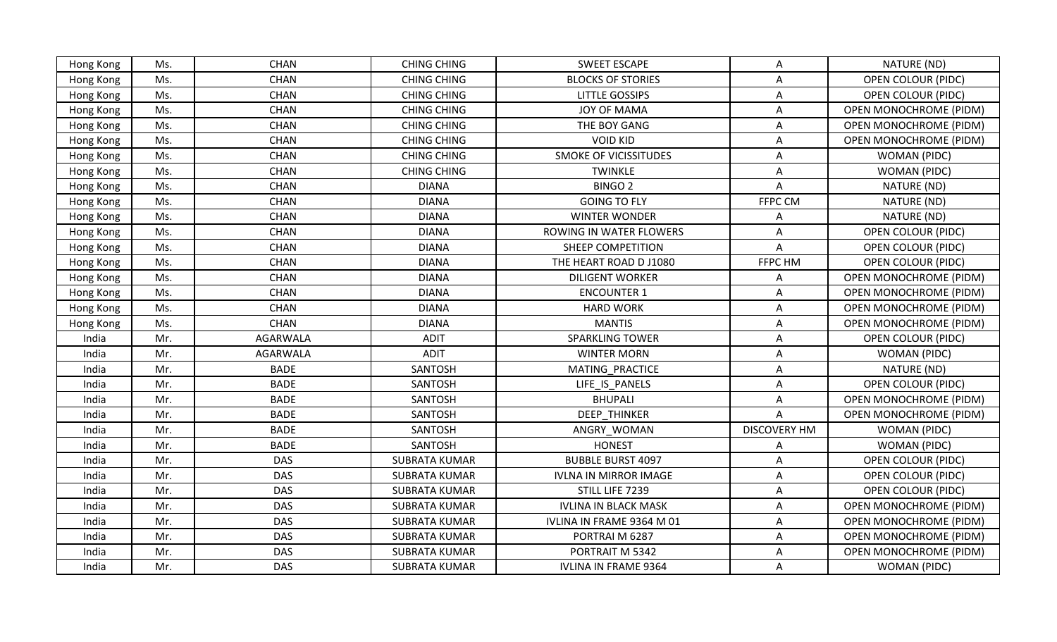| Hong Kong | Ms. | CHAN | CHING CHING | SWEET ESCAPE | A | NATURE (ND) |
|---|---|---|---|---|---|---|
| Hong Kong | Ms. | CHAN | CHING CHING | BLOCKS OF STORIES | A | OPEN COLOUR (PIDC) |
| Hong Kong | Ms. | CHAN | CHING CHING | LITTLE GOSSIPS | A | OPEN COLOUR (PIDC) |
| Hong Kong | Ms. | CHAN | CHING CHING | JOY OF MAMA | A | OPEN MONOCHROME (PIDM) |
| Hong Kong | Ms. | CHAN | CHING CHING | THE BOY GANG | A | OPEN MONOCHROME (PIDM) |
| Hong Kong | Ms. | CHAN | CHING CHING | VOID KID | A | OPEN MONOCHROME (PIDM) |
| Hong Kong | Ms. | CHAN | CHING CHING | SMOKE OF VICISSITUDES | A | WOMAN (PIDC) |
| Hong Kong | Ms. | CHAN | CHING CHING | TWINKLE | A | WOMAN (PIDC) |
| Hong Kong | Ms. | CHAN | DIANA | BINGO 2 | A | NATURE (ND) |
| Hong Kong | Ms. | CHAN | DIANA | GOING TO FLY | FFPC CM | NATURE (ND) |
| Hong Kong | Ms. | CHAN | DIANA | WINTER WONDER | A | NATURE (ND) |
| Hong Kong | Ms. | CHAN | DIANA | ROWING IN WATER FLOWERS | A | OPEN COLOUR (PIDC) |
| Hong Kong | Ms. | CHAN | DIANA | SHEEP COMPETITION | A | OPEN COLOUR (PIDC) |
| Hong Kong | Ms. | CHAN | DIANA | THE HEART ROAD D J1080 | FFPC HM | OPEN COLOUR (PIDC) |
| Hong Kong | Ms. | CHAN | DIANA | DILIGENT WORKER | A | OPEN MONOCHROME (PIDM) |
| Hong Kong | Ms. | CHAN | DIANA | ENCOUNTER 1 | A | OPEN MONOCHROME (PIDM) |
| Hong Kong | Ms. | CHAN | DIANA | HARD WORK | A | OPEN MONOCHROME (PIDM) |
| Hong Kong | Ms. | CHAN | DIANA | MANTIS | A | OPEN MONOCHROME (PIDM) |
| India | Mr. | AGARWALA | ADIT | SPARKLING TOWER | A | OPEN COLOUR (PIDC) |
| India | Mr. | AGARWALA | ADIT | WINTER MORN | A | WOMAN (PIDC) |
| India | Mr. | BADE | SANTOSH | MATING_PRACTICE | A | NATURE (ND) |
| India | Mr. | BADE | SANTOSH | LIFE_IS_PANELS | A | OPEN COLOUR (PIDC) |
| India | Mr. | BADE | SANTOSH | BHUPALI | A | OPEN MONOCHROME (PIDM) |
| India | Mr. | BADE | SANTOSH | DEEP_THINKER | A | OPEN MONOCHROME (PIDM) |
| India | Mr. | BADE | SANTOSH | ANGRY_WOMAN | DISCOVERY HM | WOMAN (PIDC) |
| India | Mr. | BADE | SANTOSH | HONEST | A | WOMAN (PIDC) |
| India | Mr. | DAS | SUBRATA KUMAR | BUBBLE BURST 4097 | A | OPEN COLOUR (PIDC) |
| India | Mr. | DAS | SUBRATA KUMAR | IVLNA IN MIRROR IMAGE | A | OPEN COLOUR (PIDC) |
| India | Mr. | DAS | SUBRATA KUMAR | STILL LIFE 7239 | A | OPEN COLOUR (PIDC) |
| India | Mr. | DAS | SUBRATA KUMAR | IVLINA IN BLACK MASK | A | OPEN MONOCHROME (PIDM) |
| India | Mr. | DAS | SUBRATA KUMAR | IVLINA IN FRAME 9364 M 01 | A | OPEN MONOCHROME (PIDM) |
| India | Mr. | DAS | SUBRATA KUMAR | PORTRAI M 6287 | A | OPEN MONOCHROME (PIDM) |
| India | Mr. | DAS | SUBRATA KUMAR | PORTRAIT M 5342 | A | OPEN MONOCHROME (PIDM) |
| India | Mr. | DAS | SUBRATA KUMAR | IVLINA IN FRAME 9364 | A | WOMAN (PIDC) |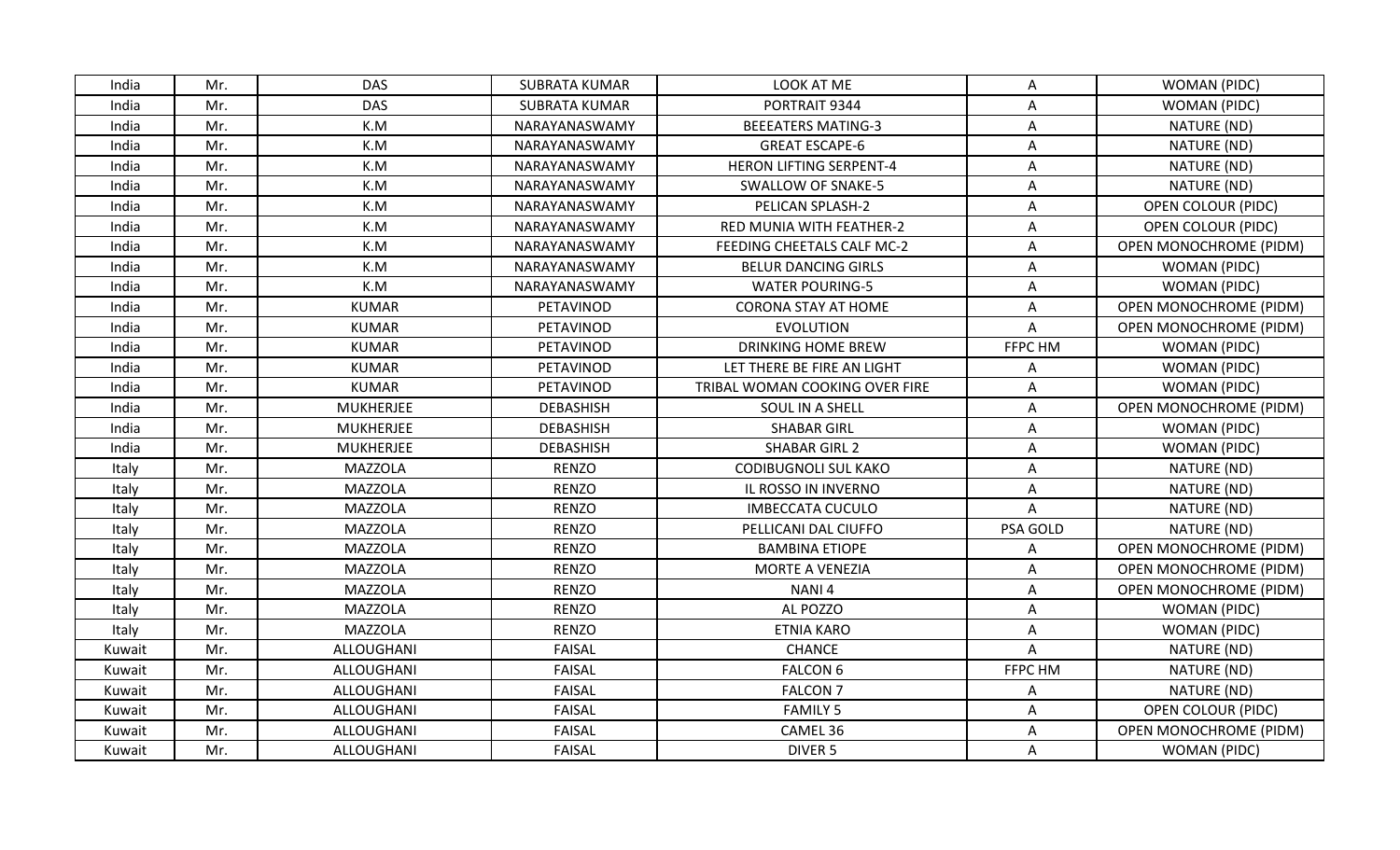| India | Mr. | DAS | SUBRATA KUMAR | LOOK AT ME | A | WOMAN (PIDC) |
|---|---|---|---|---|---|---|
| India | Mr. | DAS | SUBRATA KUMAR | PORTRAIT 9344 | A | WOMAN (PIDC) |
| India | Mr. | K.M | NARAYANASWAMY | BEEEATERS MATING-3 | A | NATURE (ND) |
| India | Mr. | K.M | NARAYANASWAMY | GREAT ESCAPE-6 | A | NATURE (ND) |
| India | Mr. | K.M | NARAYANASWAMY | HERON LIFTING SERPENT-4 | A | NATURE (ND) |
| India | Mr. | K.M | NARAYANASWAMY | SWALLOW OF SNAKE-5 | A | NATURE (ND) |
| India | Mr. | K.M | NARAYANASWAMY | PELICAN SPLASH-2 | A | OPEN COLOUR (PIDC) |
| India | Mr. | K.M | NARAYANASWAMY | RED MUNIA WITH FEATHER-2 | A | OPEN COLOUR (PIDC) |
| India | Mr. | K.M | NARAYANASWAMY | FEEDING CHEETALS CALF MC-2 | A | OPEN MONOCHROME (PIDM) |
| India | Mr. | K.M | NARAYANASWAMY | BELUR DANCING GIRLS | A | WOMAN (PIDC) |
| India | Mr. | K.M | NARAYANASWAMY | WATER POURING-5 | A | WOMAN (PIDC) |
| India | Mr. | KUMAR | PETAVINOD | CORONA STAY AT HOME | A | OPEN MONOCHROME (PIDM) |
| India | Mr. | KUMAR | PETAVINOD | EVOLUTION | A | OPEN MONOCHROME (PIDM) |
| India | Mr. | KUMAR | PETAVINOD | DRINKING HOME BREW | FFPC HM | WOMAN (PIDC) |
| India | Mr. | KUMAR | PETAVINOD | LET THERE BE FIRE AN LIGHT | A | WOMAN (PIDC) |
| India | Mr. | KUMAR | PETAVINOD | TRIBAL WOMAN COOKING OVER FIRE | A | WOMAN (PIDC) |
| India | Mr. | MUKHERJEE | DEBASHISH | SOUL IN A SHELL | A | OPEN MONOCHROME (PIDM) |
| India | Mr. | MUKHERJEE | DEBASHISH | SHABAR GIRL | A | WOMAN (PIDC) |
| India | Mr. | MUKHERJEE | DEBASHISH | SHABAR GIRL 2 | A | WOMAN (PIDC) |
| Italy | Mr. | MAZZOLA | RENZO | CODIBUGNOLI SUL KAKO | A | NATURE (ND) |
| Italy | Mr. | MAZZOLA | RENZO | IL ROSSO IN INVERNO | A | NATURE (ND) |
| Italy | Mr. | MAZZOLA | RENZO | IMBECCATA CUCULO | A | NATURE (ND) |
| Italy | Mr. | MAZZOLA | RENZO | PELLICANI DAL CIUFFO | PSA GOLD | NATURE (ND) |
| Italy | Mr. | MAZZOLA | RENZO | BAMBINA ETIOPE | A | OPEN MONOCHROME (PIDM) |
| Italy | Mr. | MAZZOLA | RENZO | MORTE A VENEZIA | A | OPEN MONOCHROME (PIDM) |
| Italy | Mr. | MAZZOLA | RENZO | NANI 4 | A | OPEN MONOCHROME (PIDM) |
| Italy | Mr. | MAZZOLA | RENZO | AL POZZO | A | WOMAN (PIDC) |
| Italy | Mr. | MAZZOLA | RENZO | ETNIA KARO | A | WOMAN (PIDC) |
| Kuwait | Mr. | ALLOUGHANI | FAISAL | CHANCE | A | NATURE (ND) |
| Kuwait | Mr. | ALLOUGHANI | FAISAL | FALCON 6 | FFPC HM | NATURE (ND) |
| Kuwait | Mr. | ALLOUGHANI | FAISAL | FALCON 7 | A | NATURE (ND) |
| Kuwait | Mr. | ALLOUGHANI | FAISAL | FAMILY 5 | A | OPEN COLOUR (PIDC) |
| Kuwait | Mr. | ALLOUGHANI | FAISAL | CAMEL 36 | A | OPEN MONOCHROME (PIDM) |
| Kuwait | Mr. | ALLOUGHANI | FAISAL | DIVER 5 | A | WOMAN (PIDC) |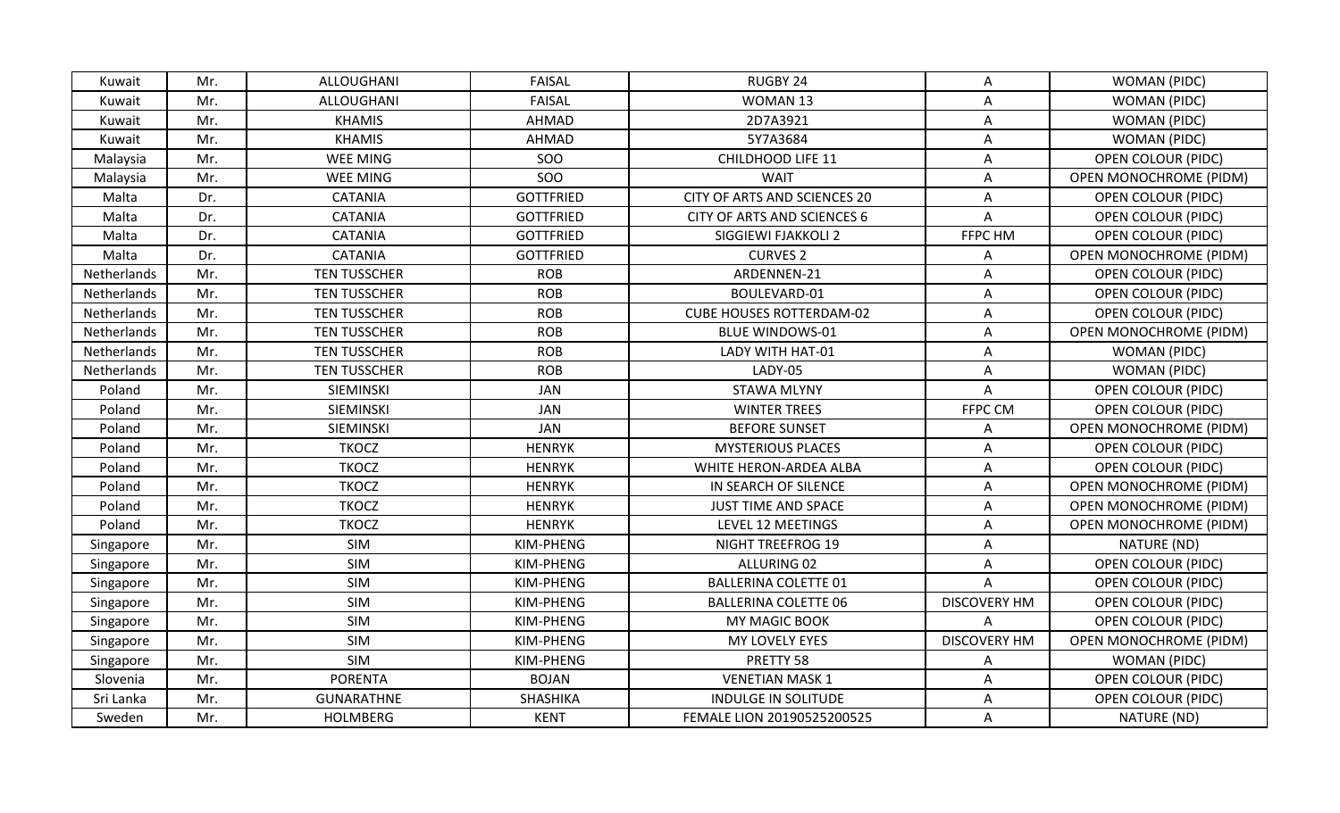| Kuwait | Mr. | ALLOUGHANI | FAISAL | RUGBY 24 | A | WOMAN (PIDC) |
|---|---|---|---|---|---|---|
| Kuwait | Mr. | ALLOUGHANI | FAISAL | WOMAN 13 | A | WOMAN (PIDC) |
| Kuwait | Mr. | KHAMIS | AHMAD | 2D7A3921 | A | WOMAN (PIDC) |
| Kuwait | Mr. | KHAMIS | AHMAD | 5Y7A3684 | A | WOMAN (PIDC) |
| Malaysia | Mr. | WEE MING | SOO | CHILDHOOD LIFE 11 | A | OPEN COLOUR (PIDC) |
| Malaysia | Mr. | WEE MING | SOO | WAIT | A | OPEN MONOCHROME (PIDM) |
| Malta | Dr. | CATANIA | GOTTFRIED | CITY OF ARTS AND SCIENCES 20 | A | OPEN COLOUR (PIDC) |
| Malta | Dr. | CATANIA | GOTTFRIED | CITY OF ARTS AND SCIENCES 6 | A | OPEN COLOUR (PIDC) |
| Malta | Dr. | CATANIA | GOTTFRIED | SIGGIEWI FJAKKOLI 2 | FFPC HM | OPEN COLOUR (PIDC) |
| Malta | Dr. | CATANIA | GOTTFRIED | CURVES 2 | A | OPEN MONOCHROME (PIDM) |
| Netherlands | Mr. | TEN TUSSCHER | ROB | ARDENNEN-21 | A | OPEN COLOUR (PIDC) |
| Netherlands | Mr. | TEN TUSSCHER | ROB | BOULEVARD-01 | A | OPEN COLOUR (PIDC) |
| Netherlands | Mr. | TEN TUSSCHER | ROB | CUBE HOUSES ROTTERDAM-02 | A | OPEN COLOUR (PIDC) |
| Netherlands | Mr. | TEN TUSSCHER | ROB | BLUE WINDOWS-01 | A | OPEN MONOCHROME (PIDM) |
| Netherlands | Mr. | TEN TUSSCHER | ROB | LADY WITH HAT-01 | A | WOMAN (PIDC) |
| Netherlands | Mr. | TEN TUSSCHER | ROB | LADY-05 | A | WOMAN (PIDC) |
| Poland | Mr. | SIEMINSKI | JAN | STAWA MLYNY | A | OPEN COLOUR (PIDC) |
| Poland | Mr. | SIEMINSKI | JAN | WINTER TREES | FFPC CM | OPEN COLOUR (PIDC) |
| Poland | Mr. | SIEMINSKI | JAN | BEFORE SUNSET | A | OPEN MONOCHROME (PIDM) |
| Poland | Mr. | TKOCZ | HENRYK | MYSTERIOUS PLACES | A | OPEN COLOUR (PIDC) |
| Poland | Mr. | TKOCZ | HENRYK | WHITE HERON-ARDEA ALBA | A | OPEN COLOUR (PIDC) |
| Poland | Mr. | TKOCZ | HENRYK | IN SEARCH OF SILENCE | A | OPEN MONOCHROME (PIDM) |
| Poland | Mr. | TKOCZ | HENRYK | JUST TIME AND SPACE | A | OPEN MONOCHROME (PIDM) |
| Poland | Mr. | TKOCZ | HENRYK | LEVEL 12 MEETINGS | A | OPEN MONOCHROME (PIDM) |
| Singapore | Mr. | SIM | KIM-PHENG | NIGHT TREEFROG 19 | A | NATURE (ND) |
| Singapore | Mr. | SIM | KIM-PHENG | ALLURING 02 | A | OPEN COLOUR (PIDC) |
| Singapore | Mr. | SIM | KIM-PHENG | BALLERINA COLETTE 01 | A | OPEN COLOUR (PIDC) |
| Singapore | Mr. | SIM | KIM-PHENG | BALLERINA COLETTE 06 | DISCOVERY HM | OPEN COLOUR (PIDC) |
| Singapore | Mr. | SIM | KIM-PHENG | MY MAGIC BOOK | A | OPEN COLOUR (PIDC) |
| Singapore | Mr. | SIM | KIM-PHENG | MY LOVELY EYES | DISCOVERY HM | OPEN MONOCHROME (PIDM) |
| Singapore | Mr. | SIM | KIM-PHENG | PRETTY 58 | A | WOMAN (PIDC) |
| Slovenia | Mr. | PORENTA | BOJAN | VENETIAN MASK 1 | A | OPEN COLOUR (PIDC) |
| Sri Lanka | Mr. | GUNARATHNE | SHASHIKA | INDULGE IN SOLITUDE | A | OPEN COLOUR (PIDC) |
| Sweden | Mr. | HOLMBERG | KENT | FEMALE LION 20190525200525 | A | NATURE (ND) |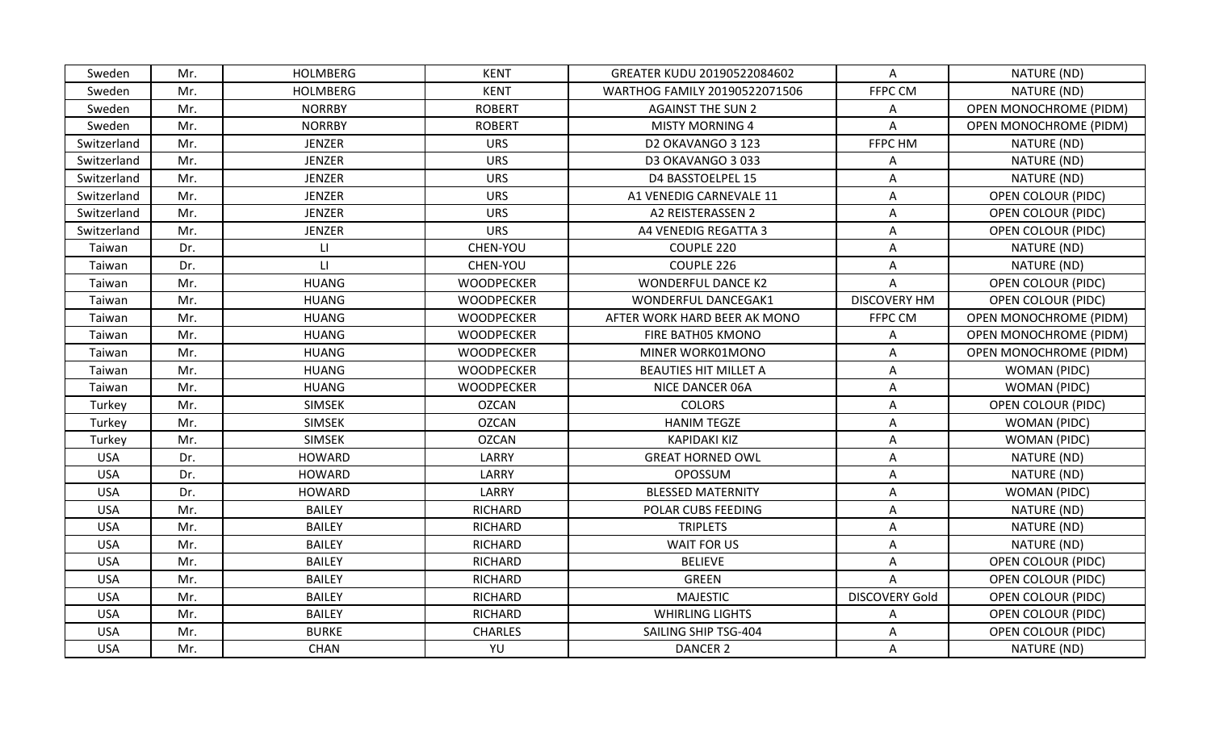| Sweden | Mr. | HOLMBERG | KENT | GREATER KUDU 20190522084602 | A | NATURE (ND) |
|---|---|---|---|---|---|---|
| Sweden | Mr. | HOLMBERG | KENT | WARTHOG FAMILY 20190522071506 | FFPC CM | NATURE (ND) |
| Sweden | Mr. | NORRBY | ROBERT | AGAINST THE SUN 2 | A | OPEN MONOCHROME (PIDM) |
| Sweden | Mr. | NORRBY | ROBERT | MISTY MORNING 4 | A | OPEN MONOCHROME (PIDM) |
| Switzerland | Mr. | JENZER | URS | D2 OKAVANGO 3 123 | FFPC HM | NATURE (ND) |
| Switzerland | Mr. | JENZER | URS | D3 OKAVANGO 3 033 | A | NATURE (ND) |
| Switzerland | Mr. | JENZER | URS | D4 BASSTOELPEL 15 | A | NATURE (ND) |
| Switzerland | Mr. | JENZER | URS | A1 VENEDIG CARNEVALE 11 | A | OPEN COLOUR (PIDC) |
| Switzerland | Mr. | JENZER | URS | A2 REISTERASSEN 2 | A | OPEN COLOUR (PIDC) |
| Switzerland | Mr. | JENZER | URS | A4 VENEDIG REGATTA 3 | A | OPEN COLOUR (PIDC) |
| Taiwan | Dr. | LI | CHEN-YOU | COUPLE 220 | A | NATURE (ND) |
| Taiwan | Dr. | LI | CHEN-YOU | COUPLE 226 | A | NATURE (ND) |
| Taiwan | Mr. | HUANG | WOODPECKER | WONDERFUL DANCE K2 | A | OPEN COLOUR (PIDC) |
| Taiwan | Mr. | HUANG | WOODPECKER | WONDERFUL DANCEGAK1 | DISCOVERY HM | OPEN COLOUR (PIDC) |
| Taiwan | Mr. | HUANG | WOODPECKER | AFTER WORK HARD BEER AK MONO | FFPC CM | OPEN MONOCHROME (PIDM) |
| Taiwan | Mr. | HUANG | WOODPECKER | FIRE BATH05 KMONO | A | OPEN MONOCHROME (PIDM) |
| Taiwan | Mr. | HUANG | WOODPECKER | MINER WORK01MONO | A | OPEN MONOCHROME (PIDM) |
| Taiwan | Mr. | HUANG | WOODPECKER | BEAUTIES HIT MILLET A | A | WOMAN (PIDC) |
| Taiwan | Mr. | HUANG | WOODPECKER | NICE DANCER 06A | A | WOMAN (PIDC) |
| Turkey | Mr. | SIMSEK | OZCAN | COLORS | A | OPEN COLOUR (PIDC) |
| Turkey | Mr. | SIMSEK | OZCAN | HANIM TEGZE | A | WOMAN (PIDC) |
| Turkey | Mr. | SIMSEK | OZCAN | KAPIDAKI KIZ | A | WOMAN (PIDC) |
| USA | Dr. | HOWARD | LARRY | GREAT HORNED OWL | A | NATURE (ND) |
| USA | Dr. | HOWARD | LARRY | OPOSSUM | A | NATURE (ND) |
| USA | Dr. | HOWARD | LARRY | BLESSED MATERNITY | A | WOMAN (PIDC) |
| USA | Mr. | BAILEY | RICHARD | POLAR CUBS FEEDING | A | NATURE (ND) |
| USA | Mr. | BAILEY | RICHARD | TRIPLETS | A | NATURE (ND) |
| USA | Mr. | BAILEY | RICHARD | WAIT FOR US | A | NATURE (ND) |
| USA | Mr. | BAILEY | RICHARD | BELIEVE | A | OPEN COLOUR (PIDC) |
| USA | Mr. | BAILEY | RICHARD | GREEN | A | OPEN COLOUR (PIDC) |
| USA | Mr. | BAILEY | RICHARD | MAJESTIC | DISCOVERY Gold | OPEN COLOUR (PIDC) |
| USA | Mr. | BAILEY | RICHARD | WHIRLING LIGHTS | A | OPEN COLOUR (PIDC) |
| USA | Mr. | BURKE | CHARLES | SAILING SHIP TSG-404 | A | OPEN COLOUR (PIDC) |
| USA | Mr. | CHAN | YU | DANCER 2 | A | NATURE (ND) |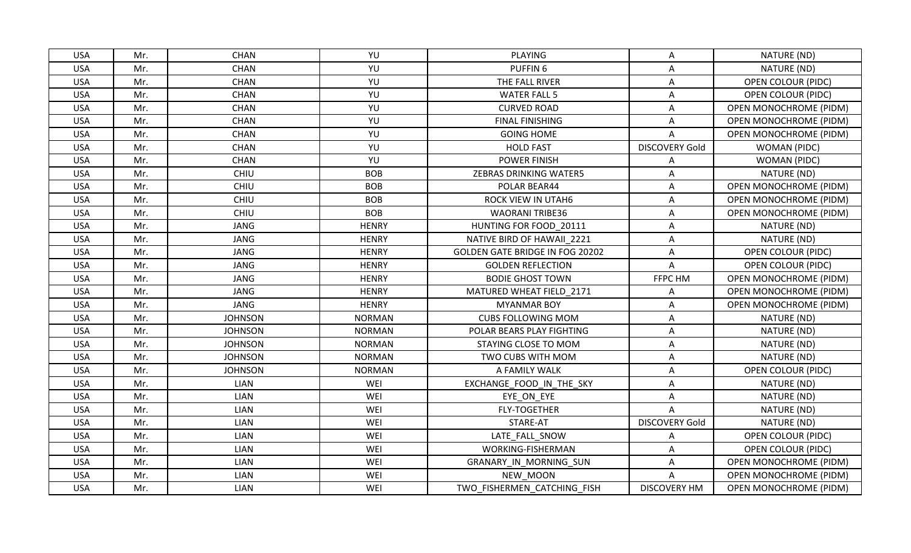| USA | Mr. | CHAN | YU | PLAYING | A | NATURE (ND) |
|---|---|---|---|---|---|---|
| USA | Mr. | CHAN | YU | PUFFIN 6 | A | NATURE (ND) |
| USA | Mr. | CHAN | YU | THE FALL RIVER | A | OPEN COLOUR (PIDC) |
| USA | Mr. | CHAN | YU | WATER FALL 5 | A | OPEN COLOUR (PIDC) |
| USA | Mr. | CHAN | YU | CURVED ROAD | A | OPEN MONOCHROME (PIDM) |
| USA | Mr. | CHAN | YU | FINAL FINISHING | A | OPEN MONOCHROME (PIDM) |
| USA | Mr. | CHAN | YU | GOING HOME | A | OPEN MONOCHROME (PIDM) |
| USA | Mr. | CHAN | YU | HOLD FAST | DISCOVERY Gold | WOMAN (PIDC) |
| USA | Mr. | CHAN | YU | POWER FINISH | A | WOMAN (PIDC) |
| USA | Mr. | CHIU | BOB | ZEBRAS DRINKING WATER5 | A | NATURE (ND) |
| USA | Mr. | CHIU | BOB | POLAR BEAR44 | A | OPEN MONOCHROME (PIDM) |
| USA | Mr. | CHIU | BOB | ROCK VIEW IN UTAH6 | A | OPEN MONOCHROME (PIDM) |
| USA | Mr. | CHIU | BOB | WAORANI TRIBE36 | A | OPEN MONOCHROME (PIDM) |
| USA | Mr. | JANG | HENRY | HUNTING FOR FOOD_20111 | A | NATURE (ND) |
| USA | Mr. | JANG | HENRY | NATIVE BIRD OF HAWAII_2221 | A | NATURE (ND) |
| USA | Mr. | JANG | HENRY | GOLDEN GATE BRIDGE IN FOG 20202 | A | OPEN COLOUR (PIDC) |
| USA | Mr. | JANG | HENRY | GOLDEN REFLECTION | A | OPEN COLOUR (PIDC) |
| USA | Mr. | JANG | HENRY | BODIE GHOST TOWN | FFPC HM | OPEN MONOCHROME (PIDM) |
| USA | Mr. | JANG | HENRY | MATURED WHEAT FIELD_2171 | A | OPEN MONOCHROME (PIDM) |
| USA | Mr. | JANG | HENRY | MYANMAR BOY | A | OPEN MONOCHROME (PIDM) |
| USA | Mr. | JOHNSON | NORMAN | CUBS FOLLOWING MOM | A | NATURE (ND) |
| USA | Mr. | JOHNSON | NORMAN | POLAR BEARS PLAY FIGHTING | A | NATURE (ND) |
| USA | Mr. | JOHNSON | NORMAN | STAYING CLOSE TO MOM | A | NATURE (ND) |
| USA | Mr. | JOHNSON | NORMAN | TWO CUBS WITH MOM | A | NATURE (ND) |
| USA | Mr. | JOHNSON | NORMAN | A FAMILY WALK | A | OPEN COLOUR (PIDC) |
| USA | Mr. | LIAN | WEI | EXCHANGE_FOOD_IN_THE_SKY | A | NATURE (ND) |
| USA | Mr. | LIAN | WEI | EYE_ON_EYE | A | NATURE (ND) |
| USA | Mr. | LIAN | WEI | FLY-TOGETHER | A | NATURE (ND) |
| USA | Mr. | LIAN | WEI | STARE-AT | DISCOVERY Gold | NATURE (ND) |
| USA | Mr. | LIAN | WEI | LATE_FALL_SNOW | A | OPEN COLOUR (PIDC) |
| USA | Mr. | LIAN | WEI | WORKING-FISHERMAN | A | OPEN COLOUR (PIDC) |
| USA | Mr. | LIAN | WEI | GRANARY_IN_MORNING_SUN | A | OPEN MONOCHROME (PIDM) |
| USA | Mr. | LIAN | WEI | NEW_MOON | A | OPEN MONOCHROME (PIDM) |
| USA | Mr. | LIAN | WEI | TWO_FISHERMEN_CATCHING_FISH | DISCOVERY HM | OPEN MONOCHROME (PIDM) |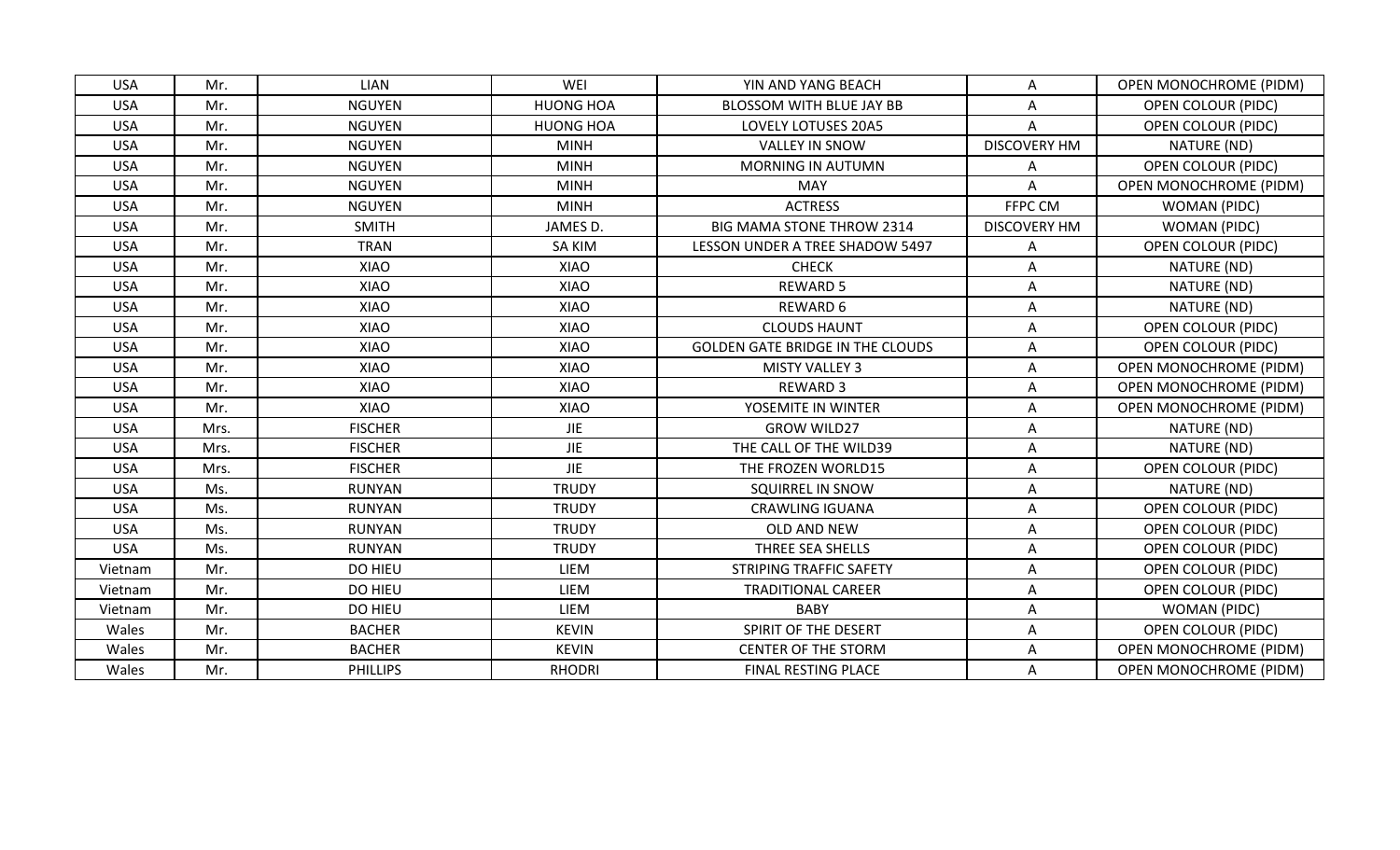| | | | | | | |
|---|---|---|---|---|---|---|
| USA | Mr. | LIAN | WEI | YIN AND YANG BEACH | A | OPEN MONOCHROME (PIDM) |
| USA | Mr. | NGUYEN | HUONG HOA | BLOSSOM WITH BLUE JAY BB | A | OPEN COLOUR (PIDC) |
| USA | Mr. | NGUYEN | HUONG HOA | LOVELY LOTUSES 20A5 | A | OPEN COLOUR (PIDC) |
| USA | Mr. | NGUYEN | MINH | VALLEY IN SNOW | DISCOVERY HM | NATURE (ND) |
| USA | Mr. | NGUYEN | MINH | MORNING IN AUTUMN | A | OPEN COLOUR (PIDC) |
| USA | Mr. | NGUYEN | MINH | MAY | A | OPEN MONOCHROME (PIDM) |
| USA | Mr. | NGUYEN | MINH | ACTRESS | FFPC CM | WOMAN (PIDC) |
| USA | Mr. | SMITH | JAMES D. | BIG MAMA STONE THROW 2314 | DISCOVERY HM | WOMAN (PIDC) |
| USA | Mr. | TRAN | SA KIM | LESSON UNDER A TREE SHADOW 5497 | A | OPEN COLOUR (PIDC) |
| USA | Mr. | XIAO | XIAO | CHECK | A | NATURE (ND) |
| USA | Mr. | XIAO | XIAO | REWARD 5 | A | NATURE (ND) |
| USA | Mr. | XIAO | XIAO | REWARD 6 | A | NATURE (ND) |
| USA | Mr. | XIAO | XIAO | CLOUDS HAUNT | A | OPEN COLOUR (PIDC) |
| USA | Mr. | XIAO | XIAO | GOLDEN GATE BRIDGE IN THE CLOUDS | A | OPEN COLOUR (PIDC) |
| USA | Mr. | XIAO | XIAO | MISTY VALLEY 3 | A | OPEN MONOCHROME (PIDM) |
| USA | Mr. | XIAO | XIAO | REWARD 3 | A | OPEN MONOCHROME (PIDM) |
| USA | Mr. | XIAO | XIAO | YOSEMITE IN WINTER | A | OPEN MONOCHROME (PIDM) |
| USA | Mrs. | FISCHER | JIE | GROW WILD27 | A | NATURE (ND) |
| USA | Mrs. | FISCHER | JIE | THE CALL OF THE WILD39 | A | NATURE (ND) |
| USA | Mrs. | FISCHER | JIE | THE FROZEN WORLD15 | A | OPEN COLOUR (PIDC) |
| USA | Ms. | RUNYAN | TRUDY | SQUIRREL IN SNOW | A | NATURE (ND) |
| USA | Ms. | RUNYAN | TRUDY | CRAWLING IGUANA | A | OPEN COLOUR (PIDC) |
| USA | Ms. | RUNYAN | TRUDY | OLD AND NEW | A | OPEN COLOUR (PIDC) |
| USA | Ms. | RUNYAN | TRUDY | THREE SEA SHELLS | A | OPEN COLOUR (PIDC) |
| Vietnam | Mr. | DO HIEU | LIEM | STRIPING TRAFFIC SAFETY | A | OPEN COLOUR (PIDC) |
| Vietnam | Mr. | DO HIEU | LIEM | TRADITIONAL CAREER | A | OPEN COLOUR (PIDC) |
| Vietnam | Mr. | DO HIEU | LIEM | BABY | A | WOMAN (PIDC) |
| Wales | Mr. | BACHER | KEVIN | SPIRIT OF THE DESERT | A | OPEN COLOUR (PIDC) |
| Wales | Mr. | BACHER | KEVIN | CENTER OF THE STORM | A | OPEN MONOCHROME (PIDM) |
| Wales | Mr. | PHILLIPS | RHODRI | FINAL RESTING PLACE | A | OPEN MONOCHROME (PIDM) |